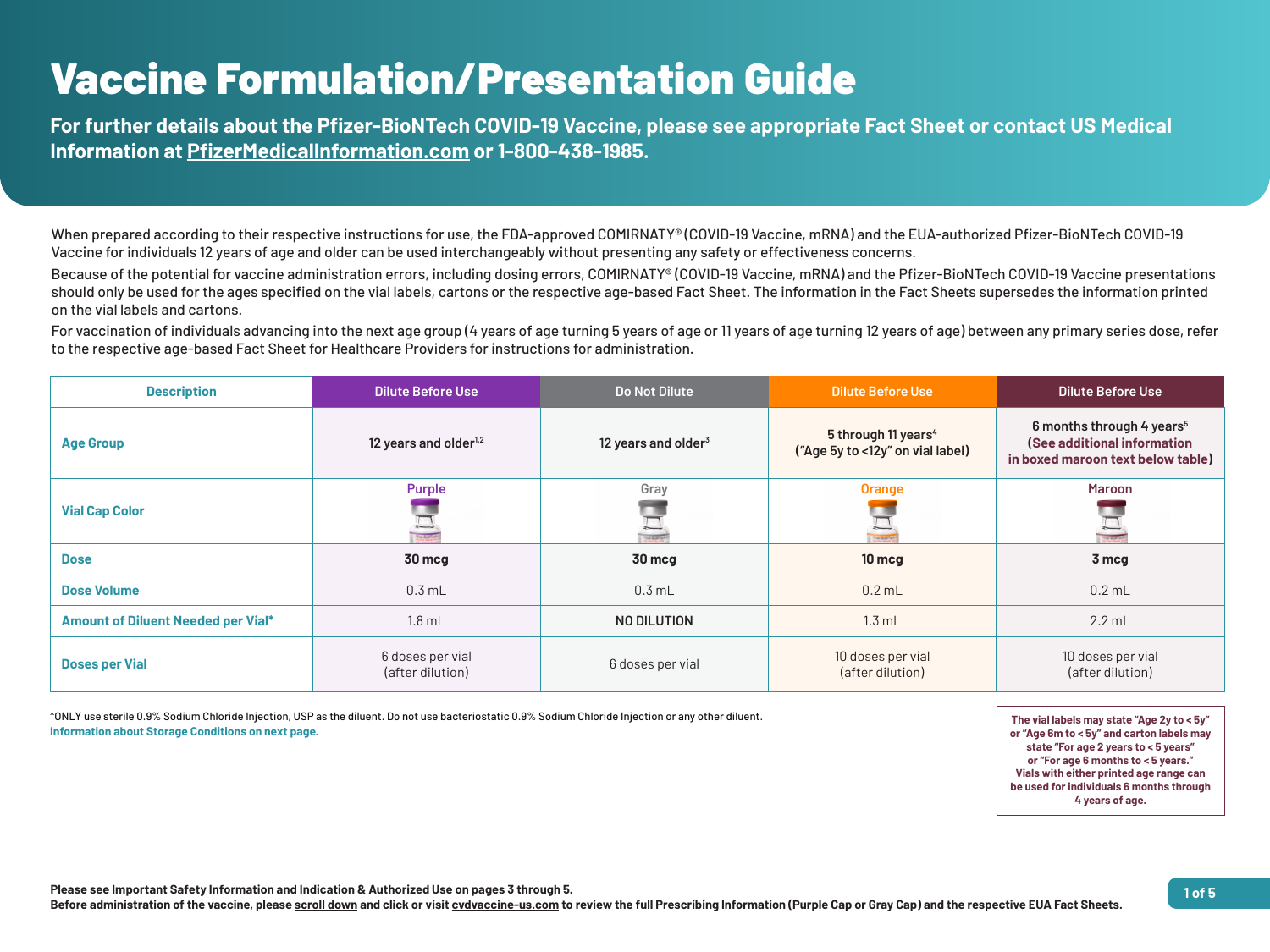# Vaccine Formulation/Presentation Guide

**For further details about the Pfizer-BioNTech COVID-19 Vaccine, please see appropriate Fact Sheet or contact US Medical Information at PfizerMedicalInformation.com or 1-800-438-1985.**

When prepared according to their respective instructions for use, the FDA-approved COMIRNATY® (COVID-19 Vaccine, mRNA) and the EUA-authorized Pfizer-BioNTech COVID-19 Vaccine for individuals 12 years of age and older can be used interchangeably without presenting any safety or effectiveness concerns.

Because of the potential for vaccine administration errors, including dosing errors, COMIRNATY® (COVID-19 Vaccine, mRNA) and the Pfizer-BioNTech COVID-19 Vaccine presentations should only be used for the ages specified on the vial labels, cartons or the respective age-based Fact Sheet. The information in the Fact Sheets supersedes the information printed on the vial labels and cartons.

For vaccination of individuals advancing into the next age group (4 years of age turning 5 years of age or 11 years of age turning 12 years of age) between any primary series dose, refer to the respective age-based Fact Sheet for Healthcare Providers for instructions for administration.

| Description | Dilute Before Use | Do Not Dilute | Dilute Before Use | Dilute Before Use |
|---|---|---|---|---|
| Age Group | 12 years and older[1,2] | 12 years and older[3] | 5 through 11 years[4] ("Age 5y to <12y" on vial label) | 6 months through 4 years[5] (See additional information in boxed maroon text below table) |
| Vial Cap Color | Purple | Gray | Orange | Maroon |
| Dose | **30 mcg** | **30 mcg** | **10 mcg** | **3 mcg** |
| Dose Volume | 0.3 mL | 0.3 mL | 0.2 mL | 0.2 mL |
| Amount of Diluent Needed per Vial* | 1.8 mL | NO DILUTION | 1.3 mL | 2.2 mL |
| Doses per Vial | 6 doses per vial (after dilution) | 6 doses per vial | 10 doses per vial (after dilution) | 10 doses per vial (after dilution) |

*ONLY use sterile 0.9% Sodium Chloride Injection, USP as the diluent. Do not use bacteriostatic 0.9% Sodium Chloride Injection or any other diluent.

**Information about Storage Conditions on next page.**

**The vial labels may state "Age 2y to < 5y" or "Age 6m to < 5y" and carton labels may state "For age 2 years to < 5 years" or "For age 6 months to < 5 years." Vials with either printed age range can be used for individuals 6 months through 4 years of age.**

**Please see Important Safety Information and Indication & Authorized Use on pages 3 through 5.**
**Before administration of the vaccine, please scroll down and click or visit cvdvaccine-us.com to review the full Prescribing Information (Purple Cap or Gray Cap) and the respective EUA Fact Sheets.**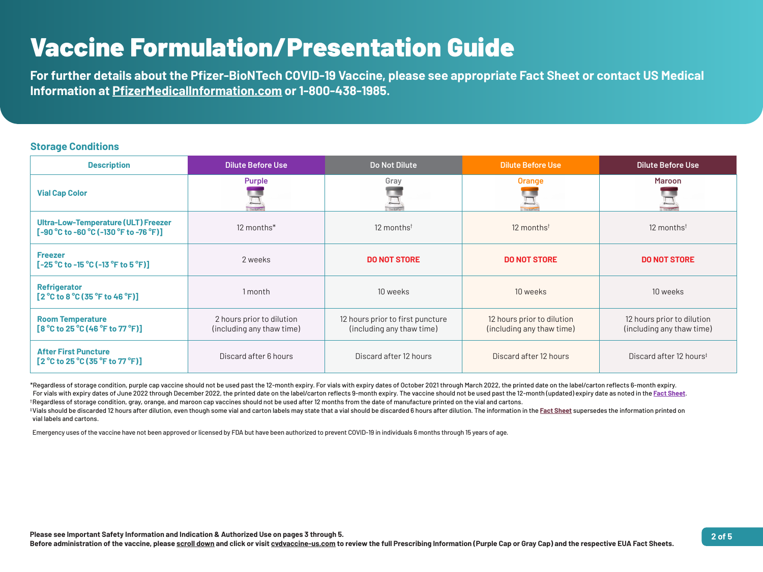# Vaccine Formulation/Presentation Guide

**For further details about the Pfizer-BioNTech COVID-19 Vaccine, please see appropriate Fact Sheet or contact US Medical Information at PfizerMedicalInformation.com or 1-800-438-1985.**

## Storage Conditions

| Description | Dilute Before Use | Do Not Dilute | Dilute Before Use | Dilute Before Use |
|---|---|---|---|---|
| Vial Cap Color | Purple | Gray | Orange | Maroon |
| Ultra-Low-Temperature (ULT) Freezer [-90 °C to -60 °C (-130 °F to -76 °F)] | 12 months* | 12 months† | 12 months† | 12 months† |
| Freezer [-25 °C to -15 °C (-13 °F to 5 °F)] | 2 weeks | **DO NOT STORE** | **DO NOT STORE** | **DO NOT STORE** |
| Refrigerator [2 °C to 8 °C (35 °F to 46 °F)] | 1 month | 10 weeks | 10 weeks | 10 weeks |
| Room Temperature [8 °C to 25 °C (46 °F to 77 °F)] | 2 hours prior to dilution (including any thaw time) | 12 hours prior to first puncture (including any thaw time) | 12 hours prior to dilution (including any thaw time) | 12 hours prior to dilution (including any thaw time) |
| After First Puncture [2 °C to 25 °C (35 °F to 77 °F)] | Discard after 6 hours | Discard after 12 hours | Discard after 12 hours | Discard after 12 hours‡ |

*Regardless of storage condition, purple cap vaccine should not be used past the 12-month expiry. For vials with expiry dates of October 2021 through March 2022, the printed date on the label/carton reflects 6-month expiry. For vials with expiry dates of June 2022 through December 2022, the printed date on the label/carton reflects 9-month expiry. The vaccine should not be used past the 12-month (updated) expiry date as noted in the Fact Sheet.

†Regardless of storage condition, gray, orange, and maroon cap vaccines should not be used after 12 months from the date of manufacture printed on the vial and cartons.

‡Vials should be discarded 12 hours after dilution, even though some vial and carton labels may state that a vial should be discarded 6 hours after dilution. The information in the Fact Sheet supersedes the information printed on vial labels and cartons.

Emergency uses of the vaccine have not been approved or licensed by FDA but have been authorized to prevent COVID-19 in individuals 6 months through 15 years of age.

**Please see Important Safety Information and Indication & Authorized Use on pages 3 through 5.**
**Before administration of the vaccine, please scroll down and click or visit cvdvaccine-us.com to review the full Prescribing Information (Purple Cap or Gray Cap) and the respective EUA Fact Sheets.**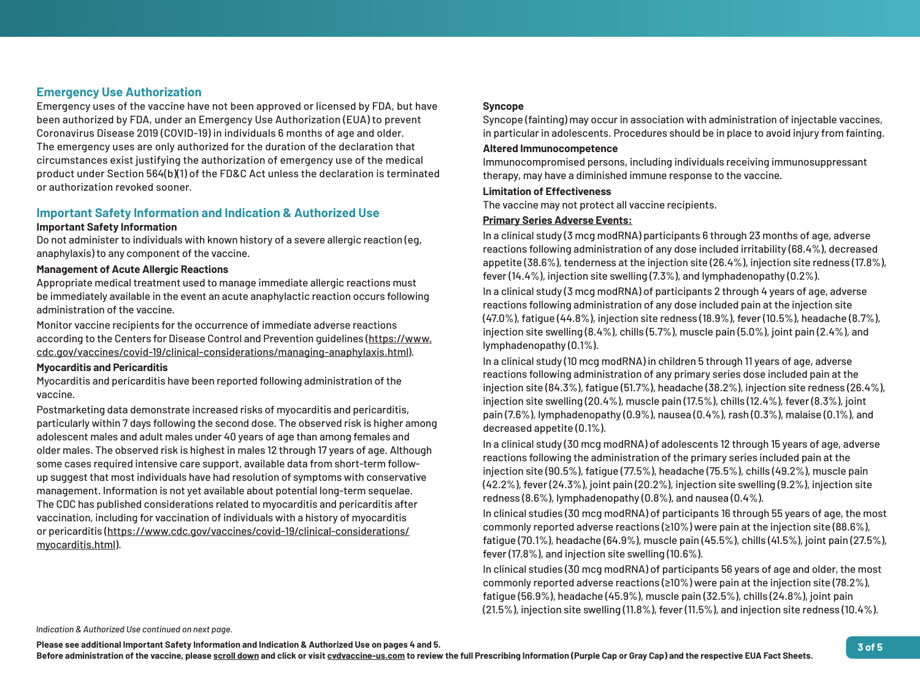## Emergency Use Authorization

Emergency uses of the vaccine have not been approved or licensed by FDA, but have been authorized by FDA, under an Emergency Use Authorization (EUA) to prevent Coronavirus Disease 2019 (COVID-19) in individuals 6 months of age and older. The emergency uses are only authorized for the duration of the declaration that circumstances exist justifying the authorization of emergency use of the medical product under Section 564(b)(1) of the FD&C Act unless the declaration is terminated or authorization revoked sooner.

## Important Safety Information and Indication & Authorized Use

**Important Safety Information**

Do not administer to individuals with known history of a severe allergic reaction (eg, anaphylaxis) to any component of the vaccine.

**Management of Acute Allergic Reactions**

Appropriate medical treatment used to manage immediate allergic reactions must be immediately available in the event an acute anaphylactic reaction occurs following administration of the vaccine.

Monitor vaccine recipients for the occurrence of immediate adverse reactions according to the Centers for Disease Control and Prevention guidelines (https://www.cdc.gov/vaccines/covid-19/clinical-considerations/managing-anaphylaxis.html).

**Myocarditis and Pericarditis**

Myocarditis and pericarditis have been reported following administration of the vaccine.

Postmarketing data demonstrate increased risks of myocarditis and pericarditis, particularly within 7 days following the second dose. The observed risk is higher among adolescent males and adult males under 40 years of age than among females and older males. The observed risk is highest in males 12 through 17 years of age. Although some cases required intensive care support, available data from short-term follow-up suggest that most individuals have had resolution of symptoms with conservative management. Information is not yet available about potential long-term sequelae. The CDC has published considerations related to myocarditis and pericarditis after vaccination, including for vaccination of individuals with a history of myocarditis or pericarditis (https://www.cdc.gov/vaccines/covid-19/clinical-considerations/myocarditis.html).

**Syncope**

Syncope (fainting) may occur in association with administration of injectable vaccines, in particular in adolescents. Procedures should be in place to avoid injury from fainting.

**Altered Immunocompetence**

Immunocompromised persons, including individuals receiving immunosuppressant therapy, may have a diminished immune response to the vaccine.

**Limitation of Effectiveness**

The vaccine may not protect all vaccine recipients.

**Primary Series Adverse Events:**

In a clinical study (3 mcg modRNA) participants 6 through 23 months of age, adverse reactions following administration of any dose included irritability (68.4%), decreased appetite (38.6%), tenderness at the injection site (26.4%), injection site redness (17.8%), fever (14.4%), injection site swelling (7.3%), and lymphadenopathy (0.2%).

In a clinical study (3 mcg modRNA) of participants 2 through 4 years of age, adverse reactions following administration of any dose included pain at the injection site (47.0%), fatigue (44.8%), injection site redness (18.9%), fever (10.5%), headache (8.7%), injection site swelling (8.4%), chills (5.7%), muscle pain (5.0%), joint pain (2.4%), and lymphadenopathy (0.1%).

In a clinical study (10 mcg modRNA) in children 5 through 11 years of age, adverse reactions following administration of any primary series dose included pain at the injection site (84.3%), fatigue (51.7%), headache (38.2%), injection site redness (26.4%), injection site swelling (20.4%), muscle pain (17.5%), chills (12.4%), fever (8.3%), joint pain (7.6%), lymphadenopathy (0.9%), nausea (0.4%), rash (0.3%), malaise (0.1%), and decreased appetite (0.1%).

In a clinical study (30 mcg modRNA) of adolescents 12 through 15 years of age, adverse reactions following the administration of the primary series included pain at the injection site (90.5%), fatigue (77.5%), headache (75.5%), chills (49.2%), muscle pain (42.2%), fever (24.3%), joint pain (20.2%), injection site swelling (9.2%), injection site redness (8.6%), lymphadenopathy (0.8%), and nausea (0.4%).

In clinical studies (30 mcg modRNA) of participants 16 through 55 years of age, the most commonly reported adverse reactions (≥10%) were pain at the injection site (88.6%), fatigue (70.1%), headache (64.9%), muscle pain (45.5%), chills (41.5%), joint pain (27.5%), fever (17.8%), and injection site swelling (10.6%).

In clinical studies (30 mcg modRNA) of participants 56 years of age and older, the most commonly reported adverse reactions (≥10%) were pain at the injection site (78.2%), fatigue (56.9%), headache (45.9%), muscle pain (32.5%), chills (24.8%), joint pain (21.5%), injection site swelling (11.8%), fever (11.5%), and injection site redness (10.4%).

*Indication & Authorized Use continued on next page.*

**Please see additional Important Safety Information and Indication & Authorized Use on pages 4 and 5.**
**Before administration of the vaccine, please scroll down and click or visit cvdvaccine-us.com to review the full Prescribing Information (Purple Cap or Gray Cap) and the respective EUA Fact Sheets.**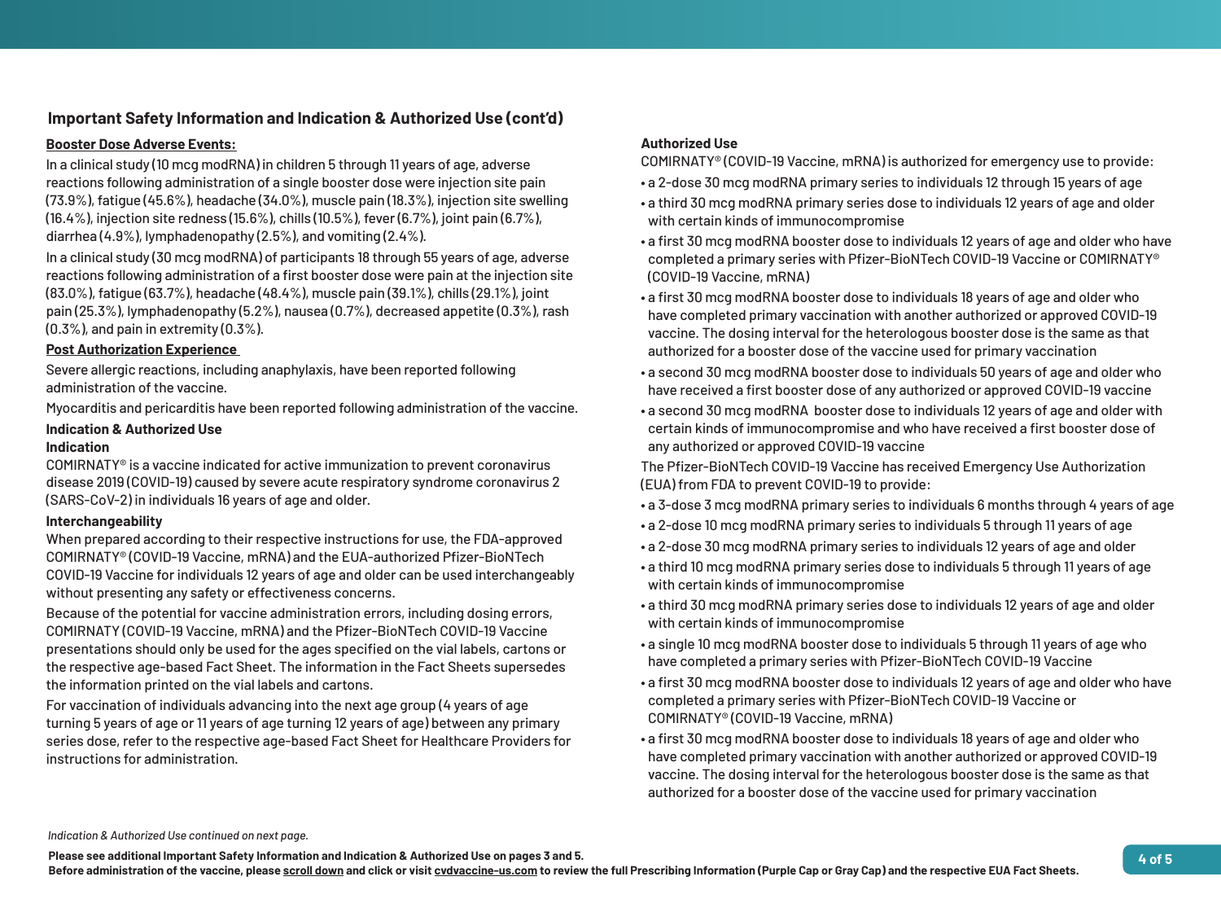## Important Safety Information and Indication & Authorized Use (cont'd)

**Booster Dose Adverse Events:**

In a clinical study (10 mcg modRNA) in children 5 through 11 years of age, adverse reactions following administration of a single booster dose were injection site pain (73.9%), fatigue (45.6%), headache (34.0%), muscle pain (18.3%), injection site swelling (16.4%), injection site redness (15.6%), chills (10.5%), fever (6.7%), joint pain (6.7%), diarrhea (4.9%), lymphadenopathy (2.5%), and vomiting (2.4%).

In a clinical study (30 mcg modRNA) of participants 18 through 55 years of age, adverse reactions following administration of a first booster dose were pain at the injection site (83.0%), fatigue (63.7%), headache (48.4%), muscle pain (39.1%), chills (29.1%), joint pain (25.3%), lymphadenopathy (5.2%), nausea (0.7%), decreased appetite (0.3%), rash (0.3%), and pain in extremity (0.3%).

**Post Authorization Experience**

Severe allergic reactions, including anaphylaxis, have been reported following administration of the vaccine.

Myocarditis and pericarditis have been reported following administration of the vaccine.

### Indication & Authorized Use

**Indication**

COMIRNATY® is a vaccine indicated for active immunization to prevent coronavirus disease 2019 (COVID-19) caused by severe acute respiratory syndrome coronavirus 2 (SARS-CoV-2) in individuals 16 years of age and older.

**Interchangeability**

When prepared according to their respective instructions for use, the FDA-approved COMIRNATY® (COVID-19 Vaccine, mRNA) and the EUA-authorized Pfizer-BioNTech COVID-19 Vaccine for individuals 12 years of age and older can be used interchangeably without presenting any safety or effectiveness concerns.

Because of the potential for vaccine administration errors, including dosing errors, COMIRNATY (COVID-19 Vaccine, mRNA) and the Pfizer-BioNTech COVID-19 Vaccine presentations should only be used for the ages specified on the vial labels, cartons or the respective age-based Fact Sheet. The information in the Fact Sheets supersedes the information printed on the vial labels and cartons.

For vaccination of individuals advancing into the next age group (4 years of age turning 5 years of age or 11 years of age turning 12 years of age) between any primary series dose, refer to the respective age-based Fact Sheet for Healthcare Providers for instructions for administration.

**Authorized Use**

COMIRNATY® (COVID-19 Vaccine, mRNA) is authorized for emergency use to provide:

- a 2-dose 30 mcg modRNA primary series to individuals 12 through 15 years of age
- a third 30 mcg modRNA primary series dose to individuals 12 years of age and older with certain kinds of immunocompromise
- a first 30 mcg modRNA booster dose to individuals 12 years of age and older who have completed a primary series with Pfizer-BioNTech COVID-19 Vaccine or COMIRNATY® (COVID-19 Vaccine, mRNA)
- a first 30 mcg modRNA booster dose to individuals 18 years of age and older who have completed primary vaccination with another authorized or approved COVID-19 vaccine. The dosing interval for the heterologous booster dose is the same as that authorized for a booster dose of the vaccine used for primary vaccination
- a second 30 mcg modRNA booster dose to individuals 50 years of age and older who have received a first booster dose of any authorized or approved COVID-19 vaccine
- a second 30 mcg modRNA booster dose to individuals 12 years of age and older with certain kinds of immunocompromise and who have received a first booster dose of any authorized or approved COVID-19 vaccine

The Pfizer-BioNTech COVID-19 Vaccine has received Emergency Use Authorization (EUA) from FDA to prevent COVID-19 to provide:

- a 3-dose 3 mcg modRNA primary series to individuals 6 months through 4 years of age
- a 2-dose 10 mcg modRNA primary series to individuals 5 through 11 years of age
- a 2-dose 30 mcg modRNA primary series to individuals 12 years of age and older
- a third 10 mcg modRNA primary series dose to individuals 5 through 11 years of age with certain kinds of immunocompromise
- a third 30 mcg modRNA primary series dose to individuals 12 years of age and older with certain kinds of immunocompromise
- a single 10 mcg modRNA booster dose to individuals 5 through 11 years of age who have completed a primary series with Pfizer-BioNTech COVID-19 Vaccine
- a first 30 mcg modRNA booster dose to individuals 12 years of age and older who have completed a primary series with Pfizer-BioNTech COVID-19 Vaccine or COMIRNATY® (COVID-19 Vaccine, mRNA)
- a first 30 mcg modRNA booster dose to individuals 18 years of age and older who have completed primary vaccination with another authorized or approved COVID-19 vaccine. The dosing interval for the heterologous booster dose is the same as that authorized for a booster dose of the vaccine used for primary vaccination

*Indication & Authorized Use continued on next page.*

**Please see additional Important Safety Information and Indication & Authorized Use on pages 3 and 5.**
**Before administration of the vaccine, please scroll down and click or visit cvdvaccine-us.com to review the full Prescribing Information (Purple Cap or Gray Cap) and the respective EUA Fact Sheets.**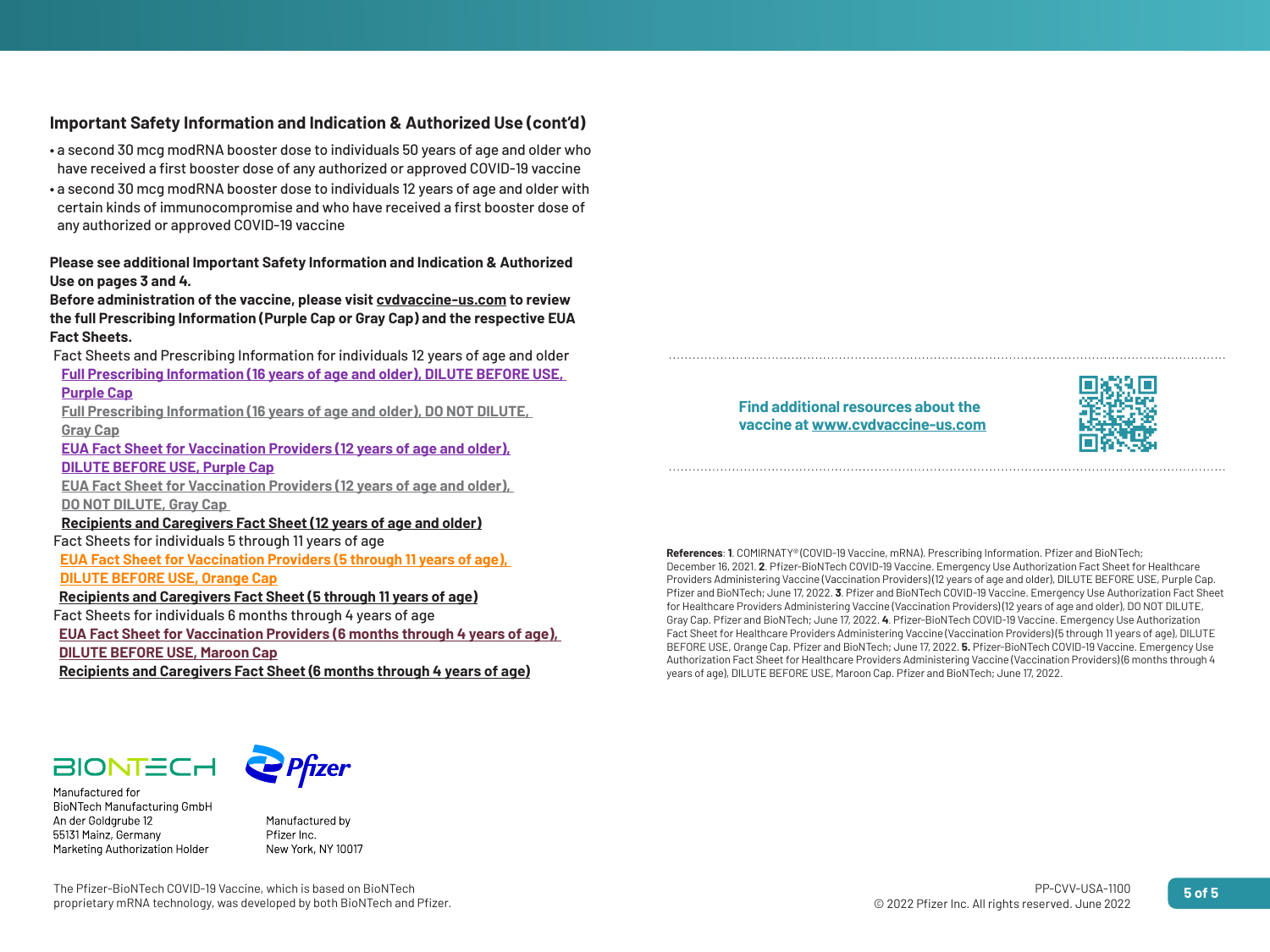## Important Safety Information and Indication & Authorized Use (cont'd)

- a second 30 mcg modRNA booster dose to individuals 50 years of age and older who have received a first booster dose of any authorized or approved COVID-19 vaccine
- a second 30 mcg modRNA booster dose to individuals 12 years of age and older with certain kinds of immunocompromise and who have received a first booster dose of any authorized or approved COVID-19 vaccine

**Please see additional Important Safety Information and Indication & Authorized Use on pages 3 and 4.**

**Before administration of the vaccine, please visit cvdvaccine-us.com to review the full Prescribing Information (Purple Cap or Gray Cap) and the respective EUA Fact Sheets.**

Fact Sheets and Prescribing Information for individuals 12 years of age and older

- **Full Prescribing Information (16 years of age and older), DILUTE BEFORE USE, Purple Cap**
- **Full Prescribing Information (16 years of age and older), DO NOT DILUTE, Gray Cap**
- **EUA Fact Sheet for Vaccination Providers (12 years of age and older), DILUTE BEFORE USE, Purple Cap**
- **EUA Fact Sheet for Vaccination Providers (12 years of age and older), DO NOT DILUTE, Gray Cap**
- **Recipients and Caregivers Fact Sheet (12 years of age and older)**

Fact Sheets for individuals 5 through 11 years of age

- **EUA Fact Sheet for Vaccination Providers (5 through 11 years of age), DILUTE BEFORE USE, Orange Cap**
- **Recipients and Caregivers Fact Sheet (5 through 11 years of age)**

Fact Sheets for individuals 6 months through 4 years of age

- **EUA Fact Sheet for Vaccination Providers (6 months through 4 years of age), DILUTE BEFORE USE, Maroon Cap**
- **Recipients and Caregivers Fact Sheet (6 months through 4 years of age)**

**Find additional resources about the vaccine at www.cvdvaccine-us.com**

**References**: **1**. COMIRNATY® (COVID-19 Vaccine, mRNA). Prescribing Information. Pfizer and BioNTech; December 16, 2021. **2**. Pfizer-BioNTech COVID-19 Vaccine. Emergency Use Authorization Fact Sheet for Healthcare Providers Administering Vaccine (Vaccination Providers) (12 years of age and older), DILUTE BEFORE USE, Purple Cap. Pfizer and BioNTech; June 17, 2022. **3**. Pfizer and BioNTech COVID-19 Vaccine. Emergency Use Authorization Fact Sheet for Healthcare Providers Administering Vaccine (Vaccination Providers) (12 years of age and older), DO NOT DILUTE, Gray Cap. Pfizer and BioNTech; June 17, 2022. **4**. Pfizer-BioNTech COVID-19 Vaccine. Emergency Use Authorization Fact Sheet for Healthcare Providers Administering Vaccine (Vaccination Providers) (5 through 11 years of age), DILUTE BEFORE USE, Orange Cap. Pfizer and BioNTech; June 17, 2022. **5.** Pfizer-BioNTech COVID-19 Vaccine. Emergency Use Authorization Fact Sheet for Healthcare Providers Administering Vaccine (Vaccination Providers) (6 months through 4 years of age), DILUTE BEFORE USE, Maroon Cap. Pfizer and BioNTech; June 17, 2022.

BIONTECH

Manufactured for
BioNTech Manufacturing GmbH
An der Goldgrube 12
55131 Mainz, Germany
Marketing Authorization Holder

Pfizer

Manufactured by
Pfizer Inc.
New York, NY 10017

The Pfizer-BioNTech COVID-19 Vaccine, which is based on BioNTech proprietary mRNA technology, was developed by both BioNTech and Pfizer.

PP-CVV-USA-1100
© 2022 Pfizer Inc. All rights reserved. June 2022